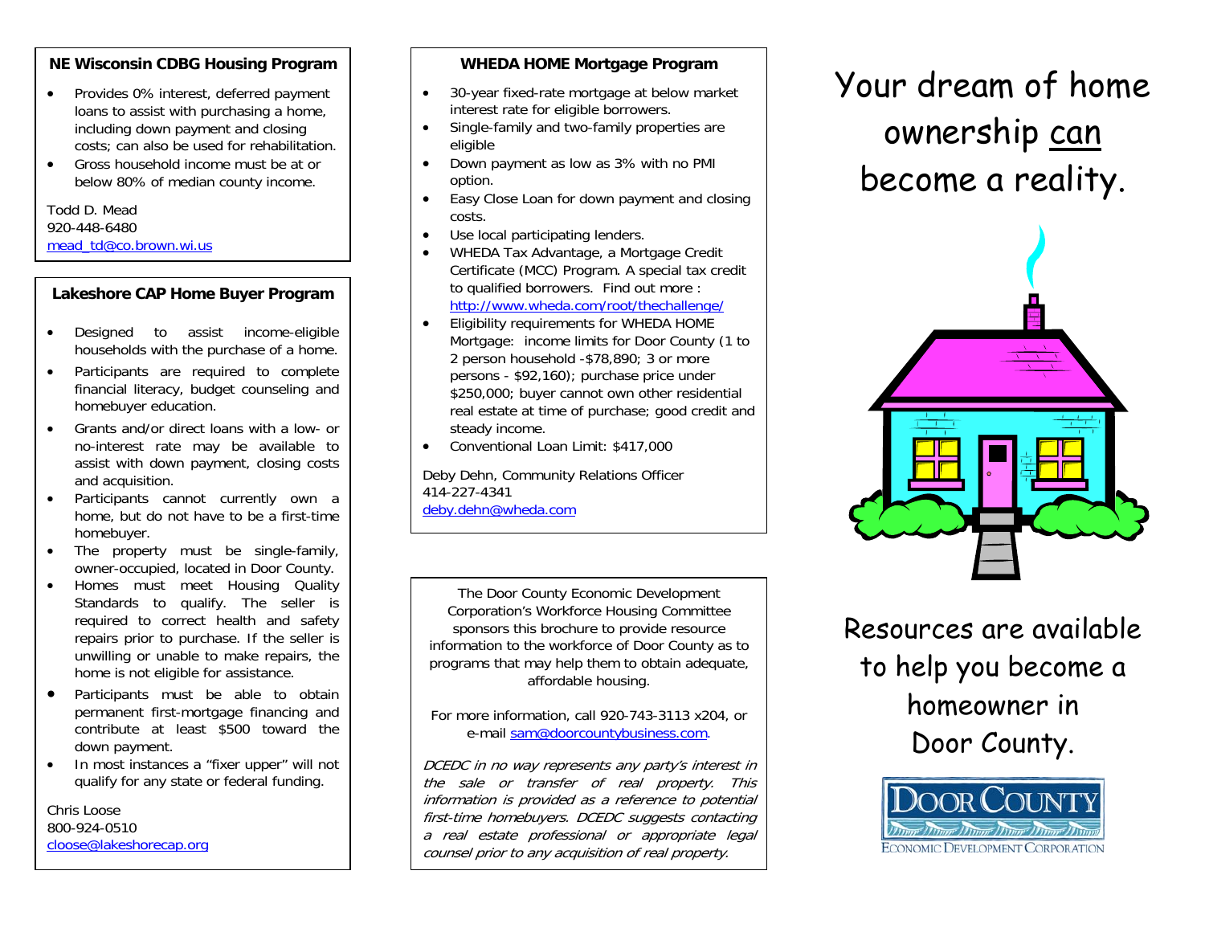## NE Wisconsin CDBG Housing Program

- Provides 0% interest, deferred payment loans to assist with purchasing a home, including down payment and closing costs; can also be used for rehabilitation.
- Gross household income must be at or below 80% of median county income.

Todd D. Mead
920-448-6480
mead_td@co.brown.wi.us

## Lakeshore CAP Home Buyer Program

- Designed to assist income-eligible households with the purchase of a home.
- Participants are required to complete financial literacy, budget counseling and homebuyer education.
- Grants and/or direct loans with a low- or no-interest rate may be available to assist with down payment, closing costs and acquisition.
- Participants cannot currently own a home, but do not have to be a first-time homebuyer.
- The property must be single-family, owner-occupied, located in Door County.
- Homes must meet Housing Quality Standards to qualify. The seller is required to correct health and safety repairs prior to purchase. If the seller is unwilling or unable to make repairs, the home is not eligible for assistance.
- Participants must be able to obtain permanent first-mortgage financing and contribute at least $500 toward the down payment.
- In most instances a "fixer upper" will not qualify for any state or federal funding.

Chris Loose
800-924-0510
cloose@lakeshorecap.org

## WHEDA HOME Mortgage Program

- 30-year fixed-rate mortgage at below market interest rate for eligible borrowers.
- Single-family and two-family properties are eligible
- Down payment as low as 3% with no PMI option.
- Easy Close Loan for down payment and closing costs.
- Use local participating lenders.
- WHEDA Tax Advantage, a Mortgage Credit Certificate (MCC) Program. A special tax credit to qualified borrowers. Find out more : http://www.wheda.com/root/thechallenge/
- Eligibility requirements for WHEDA HOME Mortgage: income limits for Door County (1 to 2 person household -$78,890; 3 or more persons - $92,160); purchase price under $250,000; buyer cannot own other residential real estate at time of purchase; good credit and steady income.
- Conventional Loan Limit: $417,000

Deby Dehn, Community Relations Officer
414-227-4341
deby.dehn@wheda.com

The Door County Economic Development Corporation's Workforce Housing Committee sponsors this brochure to provide resource information to the workforce of Door County as to programs that may help them to obtain adequate, affordable housing.

For more information, call 920-743-3113 x204, or e-mail sam@doorcountybusiness.com.

*DCEDC in no way represents any party's interest in the sale or transfer of real property. This information is provided as a reference to potential first-time homebuyers. DCEDC suggests contacting a real estate professional or appropriate legal counsel prior to any acquisition of real property.*

# Your dream of home ownership can become a reality.

## Resources are available to help you become a homeowner in Door County.

DOOR COUNTY
ECONOMIC DEVELOPMENT CORPORATION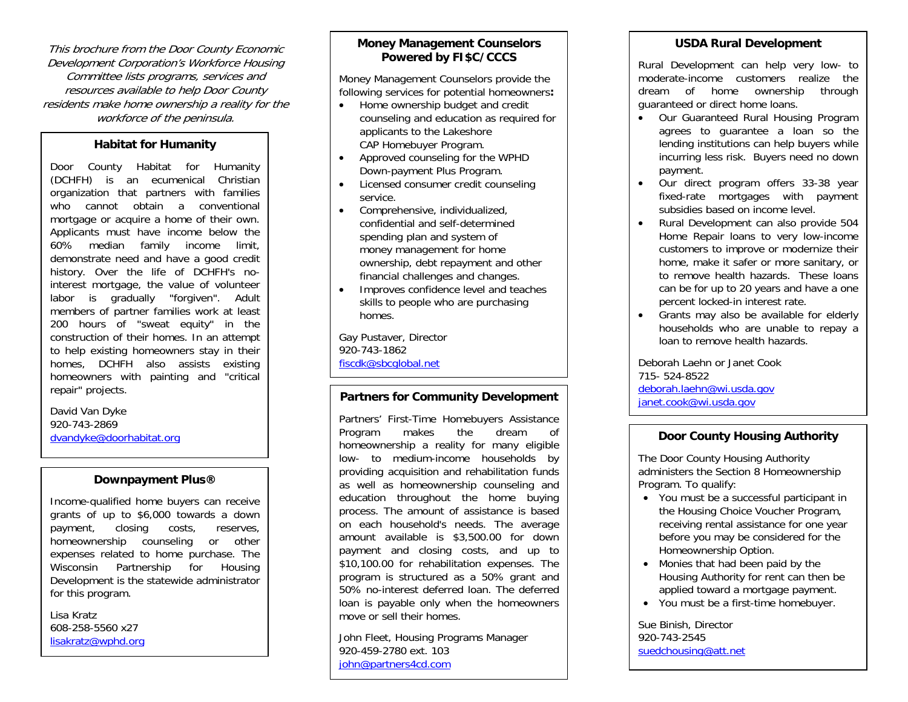*This brochure from the Door County Economic Development Corporation's Workforce Housing Committee lists programs, services and resources available to help Door County residents make home ownership a reality for the workforce of the peninsula.*

## Habitat for Humanity

Door County Habitat for Humanity (DCHFH) is an ecumenical Christian organization that partners with families who cannot obtain a conventional mortgage or acquire a home of their own. Applicants must have income below the 60% median family income limit, demonstrate need and have a good credit history. Over the life of DCHFH's no-interest mortgage, the value of volunteer labor is gradually "forgiven". Adult members of partner families work at least 200 hours of "sweat equity" in the construction of their homes. In an attempt to help existing homeowners stay in their homes, DCHFH also assists existing homeowners with painting and "critical repair" projects.

David Van Dyke
920-743-2869
dvandyke@doorhabitat.org

## Downpayment Plus®

Income-qualified home buyers can receive grants of up to $6,000 towards a down payment, closing costs, reserves, homeownership counseling or other expenses related to home purchase. The Wisconsin Partnership for Housing Development is the statewide administrator for this program.

Lisa Kratz
608-258-5560 x27
lisakratz@wphd.org

## Money Management Counselors Powered by FI$C/CCCS

Money Management Counselors provide the following services for potential homeowners**:**

- Home ownership budget and credit counseling and education as required for applicants to the Lakeshore CAP Homebuyer Program.
- Approved counseling for the WPHD Down-payment Plus Program.
- Licensed consumer credit counseling service.
- Comprehensive, individualized, confidential and self-determined spending plan and system of money management for home ownership, debt repayment and other financial challenges and changes.
- Improves confidence level and teaches skills to people who are purchasing homes.

Gay Pustaver, Director
920-743-1862
fiscdk@sbcglobal.net

## Partners for Community Development

Partners' First-Time Homebuyers Assistance Program makes the dream of homeownership a reality for many eligible low- to medium-income households by providing acquisition and rehabilitation funds as well as homeownership counseling and education throughout the home buying process. The amount of assistance is based on each household's needs. The average amount available is $3,500.00 for down payment and closing costs, and up to $10,100.00 for rehabilitation expenses. The program is structured as a 50% grant and 50% no-interest deferred loan. The deferred loan is payable only when the homeowners move or sell their homes.

John Fleet, Housing Programs Manager
920-459-2780 ext. 103
john@partners4cd.com

## USDA Rural Development

Rural Development can help very low- to moderate-income customers realize the dream of home ownership through guaranteed or direct home loans.

- Our Guaranteed Rural Housing Program agrees to guarantee a loan so the lending institutions can help buyers while incurring less risk. Buyers need no down payment.
- Our direct program offers 33-38 year fixed-rate mortgages with payment subsidies based on income level.
- Rural Development can also provide 504 Home Repair loans to very low-income customers to improve or modernize their home, make it safer or more sanitary, or to remove health hazards. These loans can be for up to 20 years and have a one percent locked-in interest rate.
- Grants may also be available for elderly households who are unable to repay a loan to remove health hazards.

Deborah Laehn or Janet Cook
715- 524-8522
deborah.laehn@wi.usda.gov
janet.cook@wi.usda.gov

## Door County Housing Authority

The Door County Housing Authority administers the Section 8 Homeownership Program. To qualify:

- You must be a successful participant in the Housing Choice Voucher Program, receiving rental assistance for one year before you may be considered for the Homeownership Option.
- Monies that had been paid by the Housing Authority for rent can then be applied toward a mortgage payment.
- You must be a first-time homebuyer.

Sue Binish, Director
920-743-2545
suedchousing@att.net